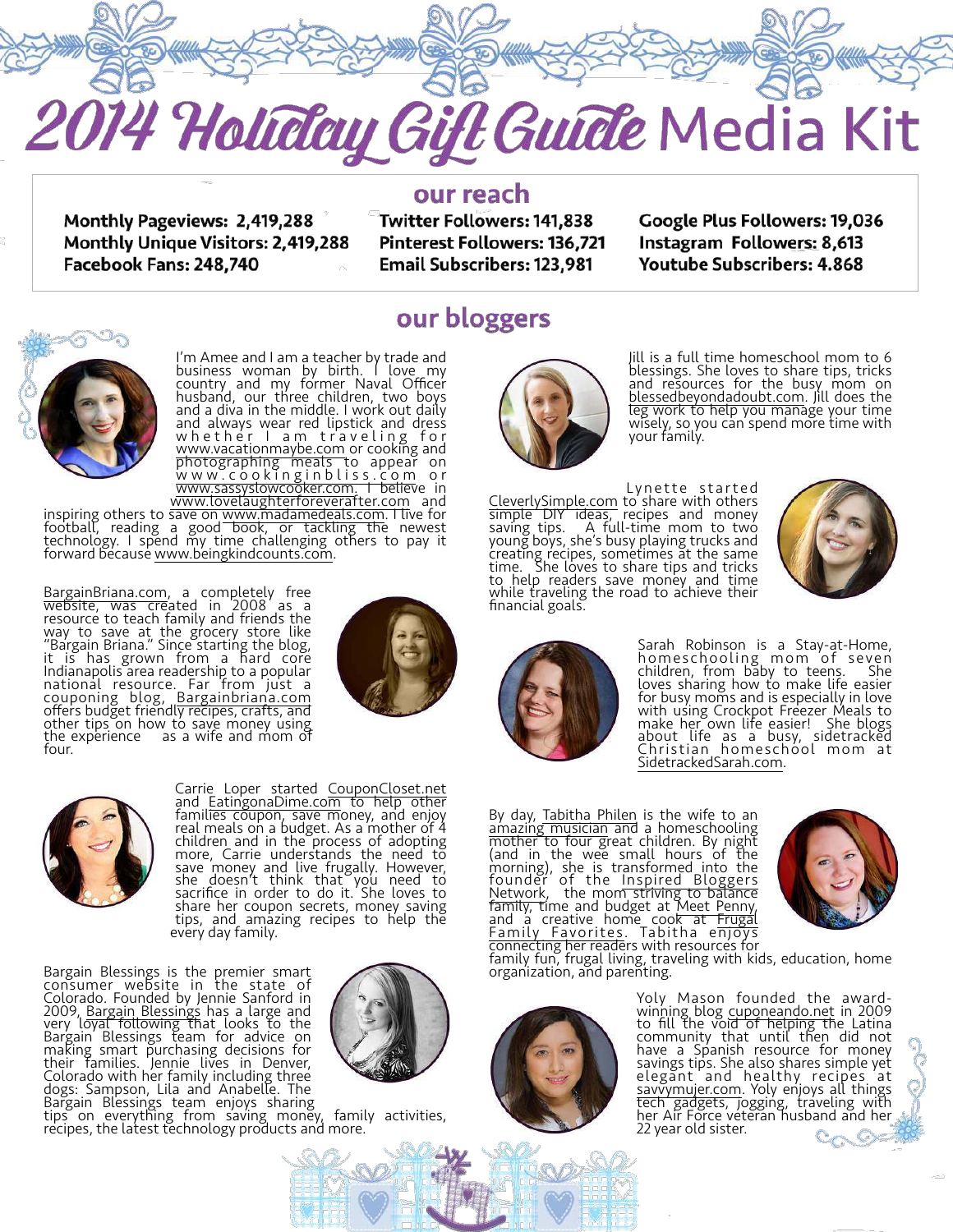# 2014 Holiday Gift Guide Media Kit

## our reach

**Monthly Pageviews: 2,419,288**
**Monthly Unique Visitors: 2,419,288**
**Facebook Fans: 248,740**

**Twitter Followers: 141,838**
**Pinterest Followers: 136,721**
**Email Subscribers: 123,981**

**Google Plus Followers: 19,036**
**Instagram Followers: 8,613**
**Youtube Subscribers: 4.868**

## our bloggers

I'm Amee and I am a teacher by trade and business woman by birth. I love my country and my former Naval Officer husband, our three children, two boys and a diva in the middle. I work out daily and always wear red lipstick and dress whether I am traveling for www.vacationmaybe.com or cooking and photographing meals to appear on www.cookinginbliss.com or www.sassyslowcooker.com. I believe in www.lovelaughterforeverafter.com and inspiring others to save on www.madamedeals.com. I live for football, reading a good book, or tackling the newest technology. I spend my time challenging others to pay it forward because www.beingkindcounts.com.

BargainBriana.com, a completely free website, was created in 2008 as a resource to teach family and friends the way to save at the grocery store like "Bargain Briana." Since starting the blog, it is has grown from a hard core Indianapolis area readership to a popular national resource. Far from just a couponing blog, Bargainbriana.com offers budget friendly recipes, crafts, and other tips on how to save money using the experience as a wife and mom of four.

Carrie Loper started CouponCloset.net and EatingonaDime.com to help other families coupon, save money, and enjoy real meals on a budget. As a mother of 4 children and in the process of adopting more, Carrie understands the need to save money and live frugally. However, she doesn't think that you need to sacrifice in order to do it. She loves to share her coupon secrets, money saving tips, and amazing recipes to help the every day family.

Bargain Blessings is the premier smart consumer website in the state of Colorado. Founded by Jennie Sanford in 2009, Bargain Blessings has a large and very loyal following that looks to the Bargain Blessings team for advice on making smart purchasing decisions for their families. Jennie lives in Denver, Colorado with her family including three dogs: Sampson, Lila and Anabelle. The Bargain Blessings team enjoys sharing tips on everything from saving money, family activities, recipes, the latest technology products and more.

Jill is a full time homeschool mom to 6 blessings. She loves to share tips, tricks and resources for the busy mom on blessedbeyondadoubt.com. Jill does the leg work to help you manage your time wisely, so you can spend more time with your family.

Lynette started CleverlySimple.com to share with others simple DIY ideas, recipes and money saving tips. A full-time mom to two young boys, she's busy playing trucks and creating recipes, sometimes at the same time. She loves to share tips and tricks to help readers save money and time while traveling the road to achieve their financial goals.

Sarah Robinson is a Stay-at-Home, homeschooling mom of seven children, from baby to teens. She loves sharing how to make life easier for busy moms and is especially in love with using Crockpot Freezer Meals to make her own life easier! She blogs about life as a busy, sidetracked Christian homeschool mom at SidetrackedSarah.com.

By day, Tabitha Philen is the wife to an amazing musician and a homeschooling mother to four great children. By night (and in the wee small hours of the morning), she is transformed into the founder of the Inspired Bloggers Network, the mom striving to balance family, time and budget at Meet Penny, and a creative home cook at Frugal Family Favorites. Tabitha enjoys connecting her readers with resources for family fun, frugal living, traveling with kids, education, home organization, and parenting.

Yoly Mason founded the award-winning blog cuponeando.net in 2009 to fill the void of helping the Latina community that until then did not have a Spanish resource for money savings tips. She also shares simple yet elegant and healthy recipes at savvymujer.com. Yoly enjoys all things tech gadgets, jogging, traveling with her Air Force veteran husband and her 22 year old sister.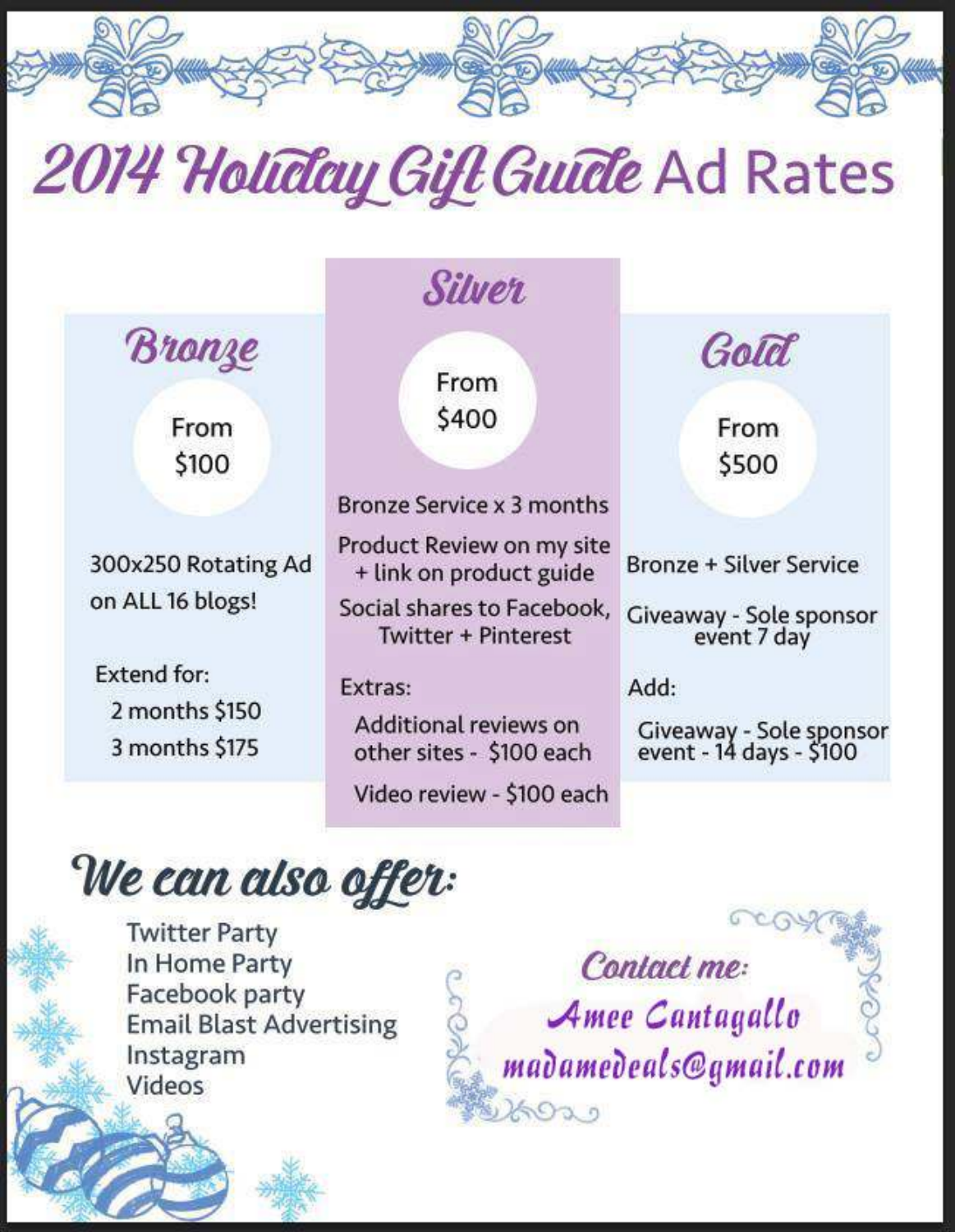# 2014 Holiday Gift Guide Ad Rates

## Bronze

From $100

300x250 Rotating Ad on ALL 16 blogs!

Extend for:

- 2 months $150
- 3 months $175

## Silver

From $400

Bronze Service x 3 months

Product Review on my site + link on product guide

Social shares to Facebook, Twitter + Pinterest

Extras:

- Additional reviews on other sites - $100 each
- Video review - $100 each

## Gold

From $500

Bronze + Silver Service

Giveaway - Sole sponsor event 7 day

Add:

- Giveaway - Sole sponsor event - 14 days - $100

## We can also offer:

- Twitter Party
- In Home Party
- Facebook party
- Email Blast Advertising
- Instagram
- Videos

**Contact me:**

Amee Cantagallo

madamedeals@gmail.com